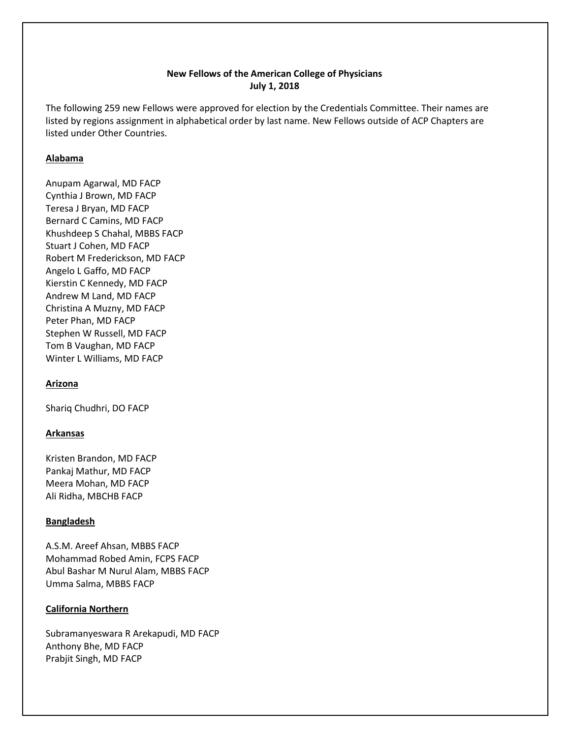**New Fellows of the American College of Physicians**
**July 1, 2018**

The following 259 new Fellows were approved for election by the Credentials Committee. Their names are listed by regions assignment in alphabetical order by last name. New Fellows outside of ACP Chapters are listed under Other Countries.

## Alabama

Anupam Agarwal, MD FACP
Cynthia J Brown, MD FACP
Teresa J Bryan, MD FACP
Bernard C Camins, MD FACP
Khushdeep S Chahal, MBBS FACP
Stuart J Cohen, MD FACP
Robert M Frederickson, MD FACP
Angelo L Gaffo, MD FACP
Kierstin C Kennedy, MD FACP
Andrew M Land, MD FACP
Christina A Muzny, MD FACP
Peter Phan, MD FACP
Stephen W Russell, MD FACP
Tom B Vaughan, MD FACP
Winter L Williams, MD FACP

## Arizona

Shariq Chudhri, DO FACP

## Arkansas

Kristen Brandon, MD FACP
Pankaj Mathur, MD FACP
Meera Mohan, MD FACP
Ali Ridha, MBCHB FACP

## Bangladesh

A.S.M. Areef Ahsan, MBBS FACP
Mohammad Robed Amin, FCPS FACP
Abul Bashar M Nurul Alam, MBBS FACP
Umma Salma, MBBS FACP

## California Northern

Subramanyeswara R Arekapudi, MD FACP
Anthony Bhe, MD FACP
Prabjit Singh, MD FACP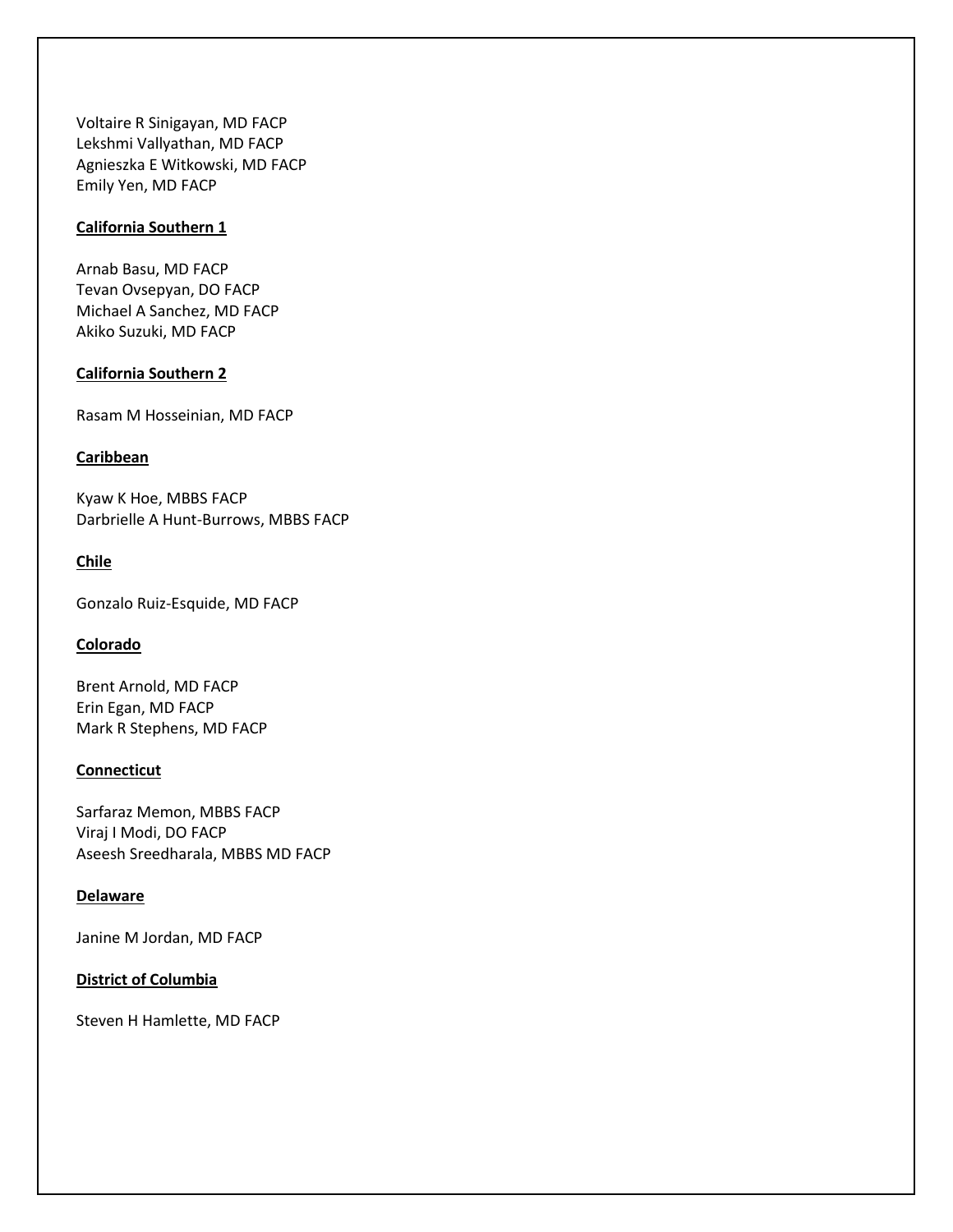Voltaire R Sinigayan, MD FACP
Lekshmi Vallyathan, MD FACP
Agnieszka E Witkowski, MD FACP
Emily Yen, MD FACP

**California Southern 1**

Arnab Basu, MD FACP
Tevan Ovsepyan, DO FACP
Michael A Sanchez, MD FACP
Akiko Suzuki, MD FACP

**California Southern 2**

Rasam M Hosseinian, MD FACP

**Caribbean**

Kyaw K Hoe, MBBS FACP
Darbrielle A Hunt-Burrows, MBBS FACP

**Chile**

Gonzalo Ruiz-Esquide, MD FACP

**Colorado**

Brent Arnold, MD FACP
Erin Egan, MD FACP
Mark R Stephens, MD FACP

**Connecticut**

Sarfaraz Memon, MBBS FACP
Viraj I Modi, DO FACP
Aseesh Sreedharala, MBBS MD FACP

**Delaware**

Janine M Jordan, MD FACP

**District of Columbia**

Steven H Hamlette, MD FACP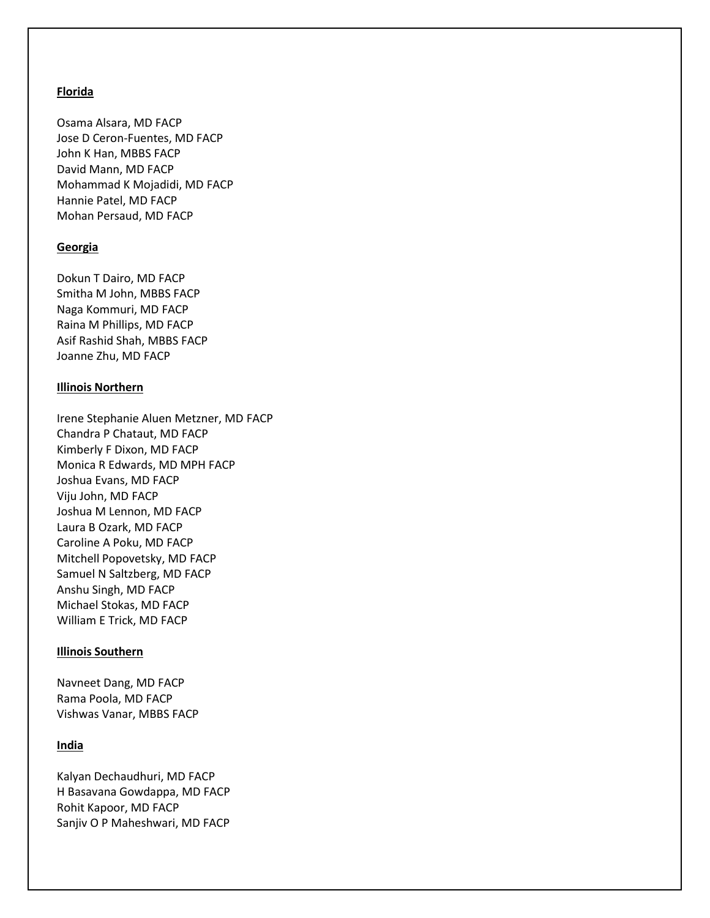**Florida**

Osama Alsara, MD FACP
Jose D Ceron-Fuentes, MD FACP
John K Han, MBBS FACP
David Mann, MD FACP
Mohammad K Mojadidi, MD FACP
Hannie Patel, MD FACP
Mohan Persaud, MD FACP

**Georgia**

Dokun T Dairo, MD FACP
Smitha M John, MBBS FACP
Naga Kommuri, MD FACP
Raina M Phillips, MD FACP
Asif Rashid Shah, MBBS FACP
Joanne Zhu, MD FACP

**Illinois Northern**

Irene Stephanie Aluen Metzner, MD FACP
Chandra P Chataut, MD FACP
Kimberly F Dixon, MD FACP
Monica R Edwards, MD MPH FACP
Joshua Evans, MD FACP
Viju John, MD FACP
Joshua M Lennon, MD FACP
Laura B Ozark, MD FACP
Caroline A Poku, MD FACP
Mitchell Popovetsky, MD FACP
Samuel N Saltzberg, MD FACP
Anshu Singh, MD FACP
Michael Stokas, MD FACP
William E Trick, MD FACP

**Illinois Southern**

Navneet Dang, MD FACP
Rama Poola, MD FACP
Vishwas Vanar, MBBS FACP

**India**

Kalyan Dechaudhuri, MD FACP
H Basavana Gowdappa, MD FACP
Rohit Kapoor, MD FACP
Sanjiv O P Maheshwari, MD FACP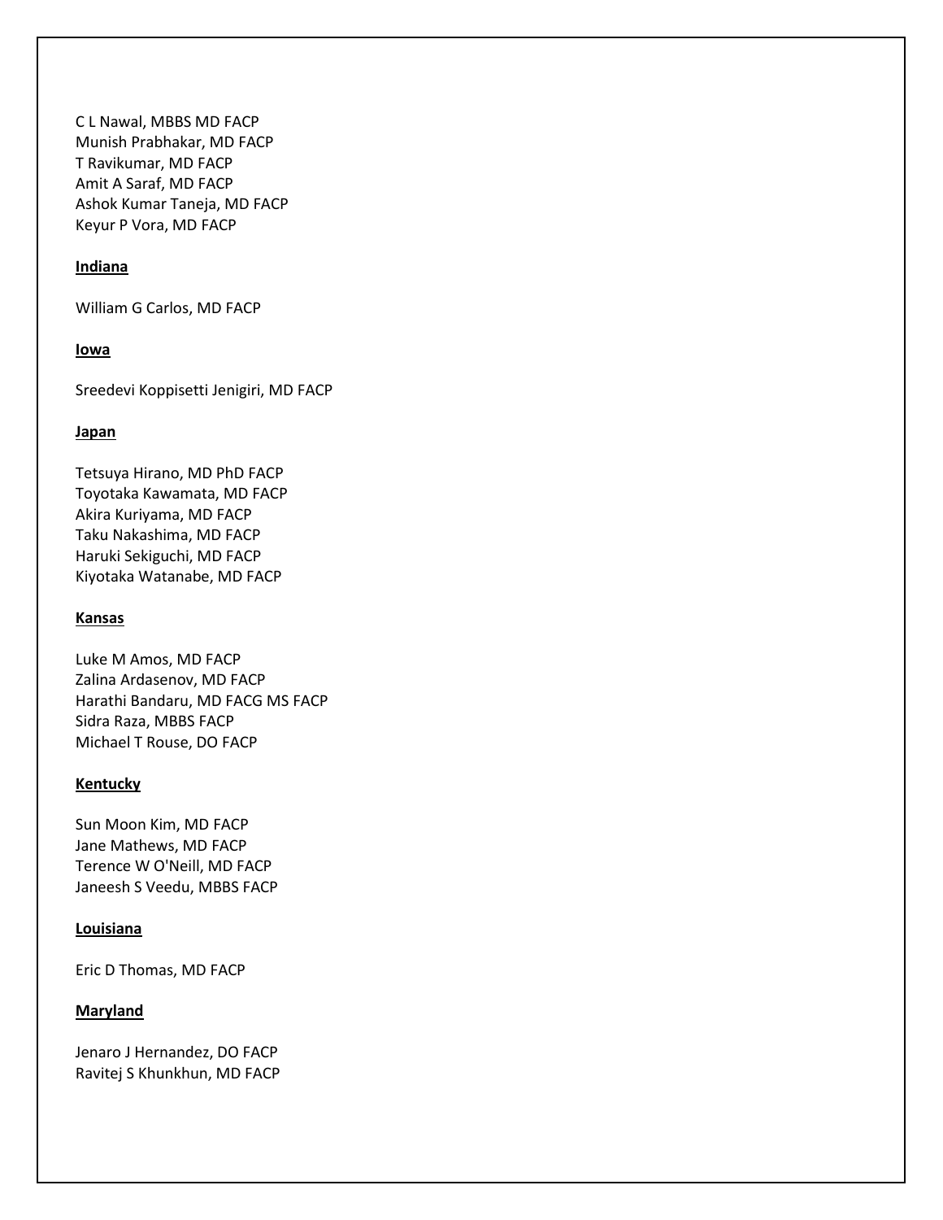C L Nawal, MBBS MD FACP
Munish Prabhakar, MD FACP
T Ravikumar, MD FACP
Amit A Saraf, MD FACP
Ashok Kumar Taneja, MD FACP
Keyur P Vora, MD FACP

**Indiana**

William G Carlos, MD FACP

**Iowa**

Sreedevi Koppisetti Jenigiri, MD FACP

**Japan**

Tetsuya Hirano, MD PhD FACP
Toyotaka Kawamata, MD FACP
Akira Kuriyama, MD FACP
Taku Nakashima, MD FACP
Haruki Sekiguchi, MD FACP
Kiyotaka Watanabe, MD FACP

**Kansas**

Luke M Amos, MD FACP
Zalina Ardasenov, MD FACP
Harathi Bandaru, MD FACG MS FACP
Sidra Raza, MBBS FACP
Michael T Rouse, DO FACP

**Kentucky**

Sun Moon Kim, MD FACP
Jane Mathews, MD FACP
Terence W O'Neill, MD FACP
Janeesh S Veedu, MBBS FACP

**Louisiana**

Eric D Thomas, MD FACP

**Maryland**

Jenaro J Hernandez, DO FACP
Ravitej S Khunkhun, MD FACP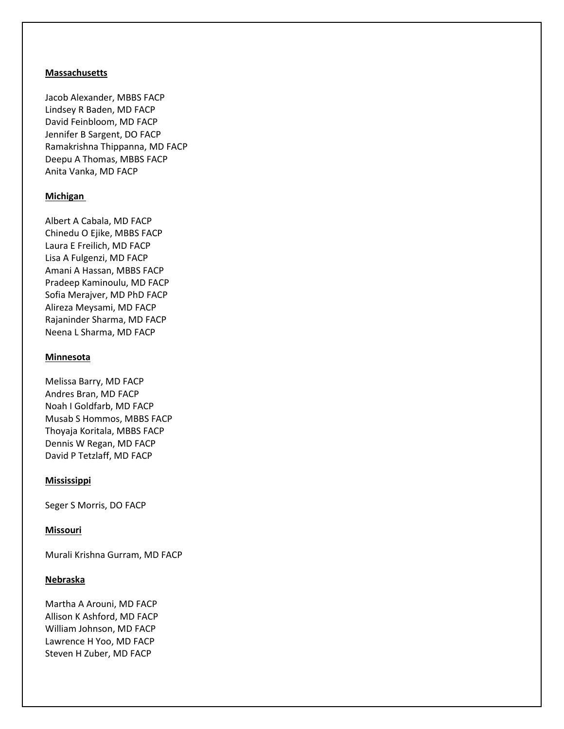**Massachusetts**

Jacob Alexander, MBBS FACP
Lindsey R Baden, MD FACP
David Feinbloom, MD FACP
Jennifer B Sargent, DO FACP
Ramakrishna Thippanna, MD FACP
Deepu A Thomas, MBBS FACP
Anita Vanka, MD FACP

**Michigan**

Albert A Cabala, MD FACP
Chinedu O Ejike, MBBS FACP
Laura E Freilich, MD FACP
Lisa A Fulgenzi, MD FACP
Amani A Hassan, MBBS FACP
Pradeep Kaminoulu, MD FACP
Sofia Merajver, MD PhD FACP
Alireza Meysami, MD FACP
Rajaninder Sharma, MD FACP
Neena L Sharma, MD FACP

**Minnesota**

Melissa Barry, MD FACP
Andres Bran, MD FACP
Noah I Goldfarb, MD FACP
Musab S Hommos, MBBS FACP
Thoyaja Koritala, MBBS FACP
Dennis W Regan, MD FACP
David P Tetzlaff, MD FACP

**Mississippi**

Seger S Morris, DO FACP

**Missouri**

Murali Krishna Gurram, MD FACP

**Nebraska**

Martha A Arouni, MD FACP
Allison K Ashford, MD FACP
William Johnson, MD FACP
Lawrence H Yoo, MD FACP
Steven H Zuber, MD FACP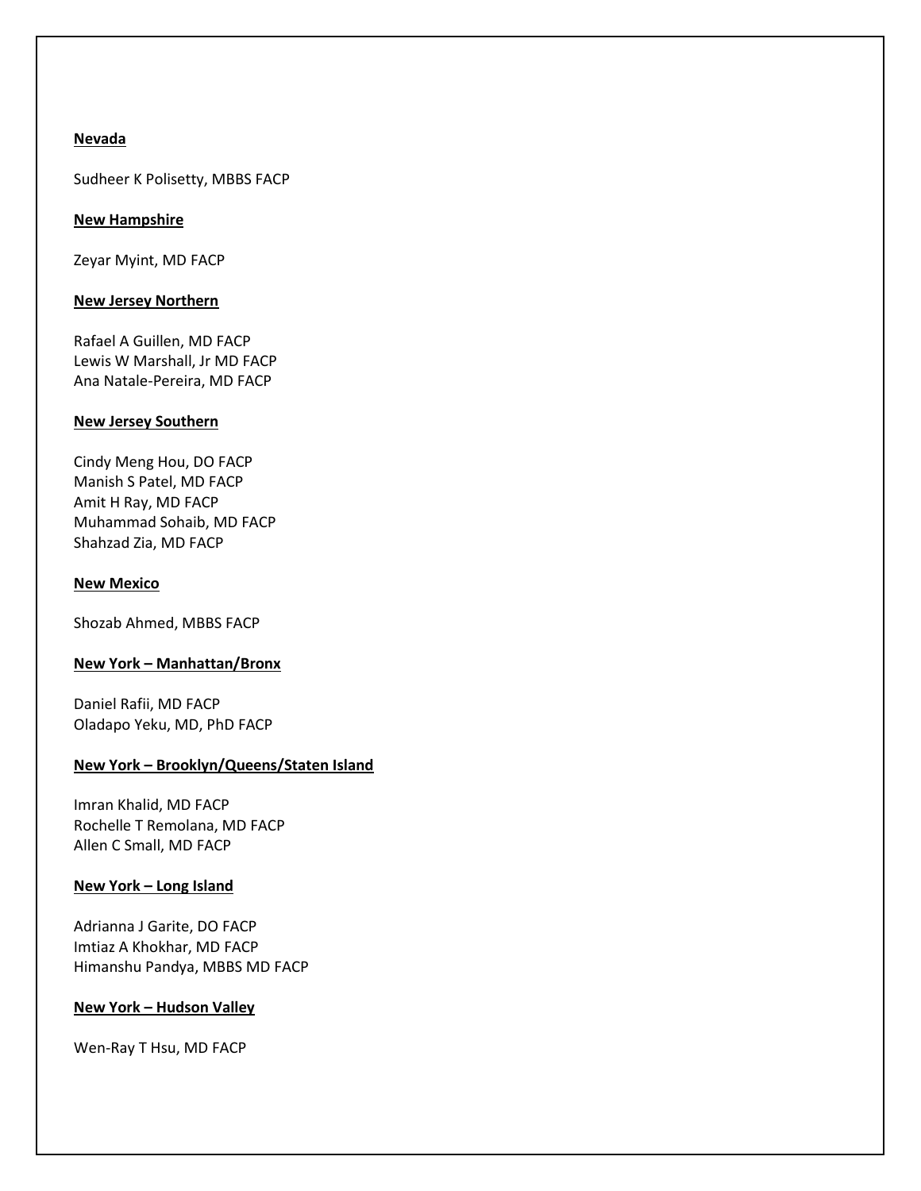**Nevada**

Sudheer K Polisetty, MBBS FACP

**New Hampshire**

Zeyar Myint, MD FACP

**New Jersey Northern**

Rafael A Guillen, MD FACP
Lewis W Marshall, Jr MD FACP
Ana Natale-Pereira, MD FACP

**New Jersey Southern**

Cindy Meng Hou, DO FACP
Manish S Patel, MD FACP
Amit H Ray, MD FACP
Muhammad Sohaib, MD FACP
Shahzad Zia, MD FACP

**New Mexico**

Shozab Ahmed, MBBS FACP

**New York – Manhattan/Bronx**

Daniel Rafii, MD FACP
Oladapo Yeku, MD, PhD FACP

**New York – Brooklyn/Queens/Staten Island**

Imran Khalid, MD FACP
Rochelle T Remolana, MD FACP
Allen C Small, MD FACP

**New York – Long Island**

Adrianna J Garite, DO FACP
Imtiaz A Khokhar, MD FACP
Himanshu Pandya, MBBS MD FACP

**New York – Hudson Valley**

Wen-Ray T Hsu, MD FACP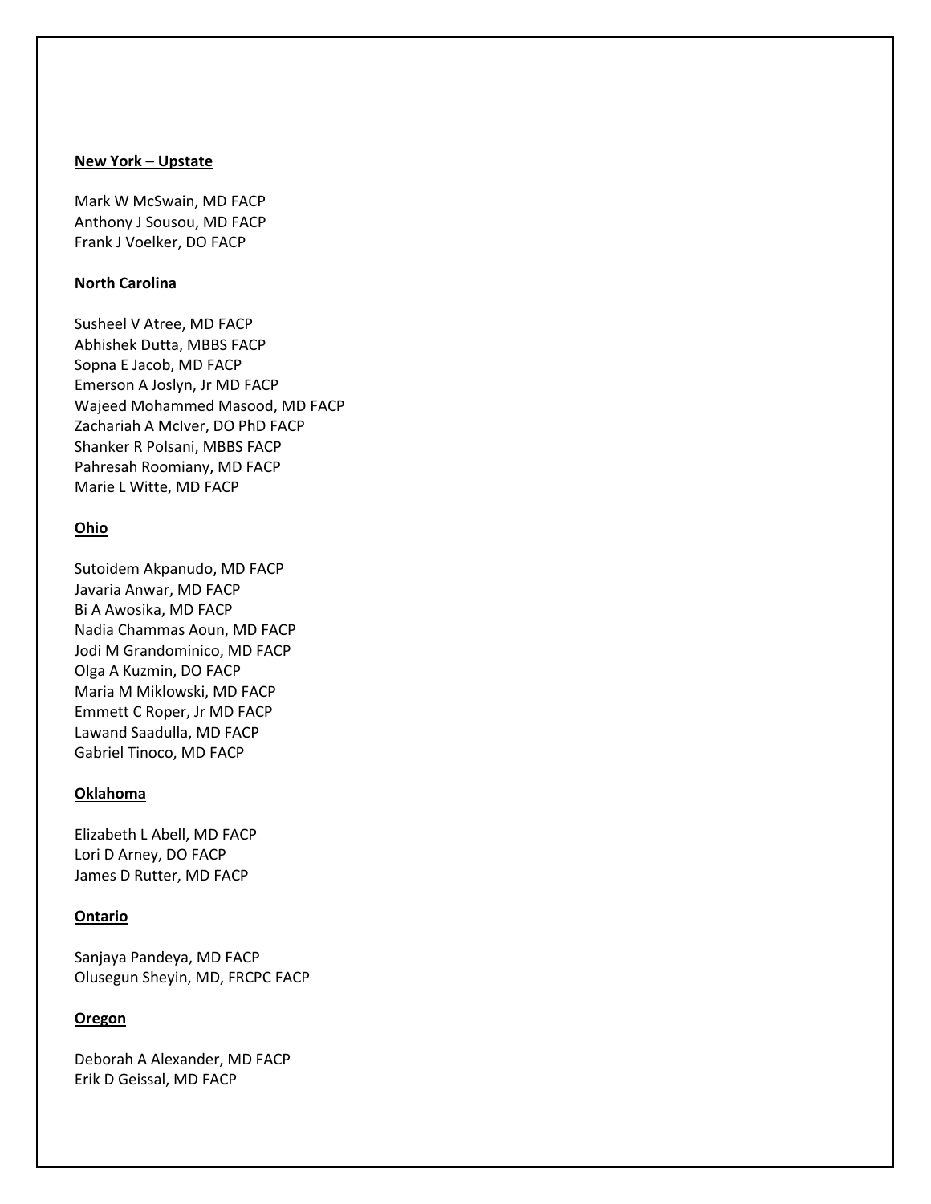**New York – Upstate**

Mark W McSwain, MD FACP
Anthony J Sousou, MD FACP
Frank J Voelker, DO FACP

**North Carolina**

Susheel V Atree, MD FACP
Abhishek Dutta, MBBS FACP
Sopna E Jacob, MD FACP
Emerson A Joslyn, Jr MD FACP
Wajeed Mohammed Masood, MD FACP
Zachariah A McIver, DO PhD FACP
Shanker R Polsani, MBBS FACP
Pahresah Roomiany, MD FACP
Marie L Witte, MD FACP

**Ohio**

Sutoidem Akpanudo, MD FACP
Javaria Anwar, MD FACP
Bi A Awosika, MD FACP
Nadia Chammas Aoun, MD FACP
Jodi M Grandominico, MD FACP
Olga A Kuzmin, DO FACP
Maria M Miklowski, MD FACP
Emmett C Roper, Jr MD FACP
Lawand Saadulla, MD FACP
Gabriel Tinoco, MD FACP

**Oklahoma**

Elizabeth L Abell, MD FACP
Lori D Arney, DO FACP
James D Rutter, MD FACP

**Ontario**

Sanjaya Pandeya, MD FACP
Olusegun Sheyin, MD, FRCPC FACP

**Oregon**

Deborah A Alexander, MD FACP
Erik D Geissal, MD FACP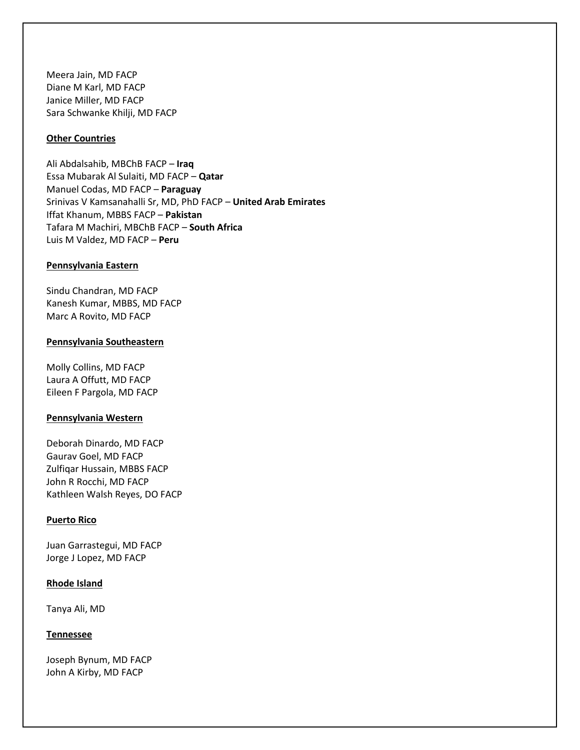Meera Jain, MD FACP
Diane M Karl, MD FACP
Janice Miller, MD FACP
Sara Schwanke Khilji, MD FACP

**Other Countries**

Ali Abdalsahib, MBChB FACP – **Iraq**
Essa Mubarak Al Sulaiti, MD FACP – **Qatar**
Manuel Codas, MD FACP – **Paraguay**
Srinivas V Kamsanahalli Sr, MD, PhD FACP – **United Arab Emirates**
Iffat Khanum, MBBS FACP – **Pakistan**
Tafara M Machiri, MBChB FACP – **South Africa**
Luis M Valdez, MD FACP – **Peru**

**Pennsylvania Eastern**

Sindu Chandran, MD FACP
Kanesh Kumar, MBBS, MD FACP
Marc A Rovito, MD FACP

**Pennsylvania Southeastern**

Molly Collins, MD FACP
Laura A Offutt, MD FACP
Eileen F Pargola, MD FACP

**Pennsylvania Western**

Deborah Dinardo, MD FACP
Gaurav Goel, MD FACP
Zulfiqar Hussain, MBBS FACP
John R Rocchi, MD FACP
Kathleen Walsh Reyes, DO FACP

**Puerto Rico**

Juan Garrastegui, MD FACP
Jorge J Lopez, MD FACP

**Rhode Island**

Tanya Ali, MD

**Tennessee**

Joseph Bynum, MD FACP
John A Kirby, MD FACP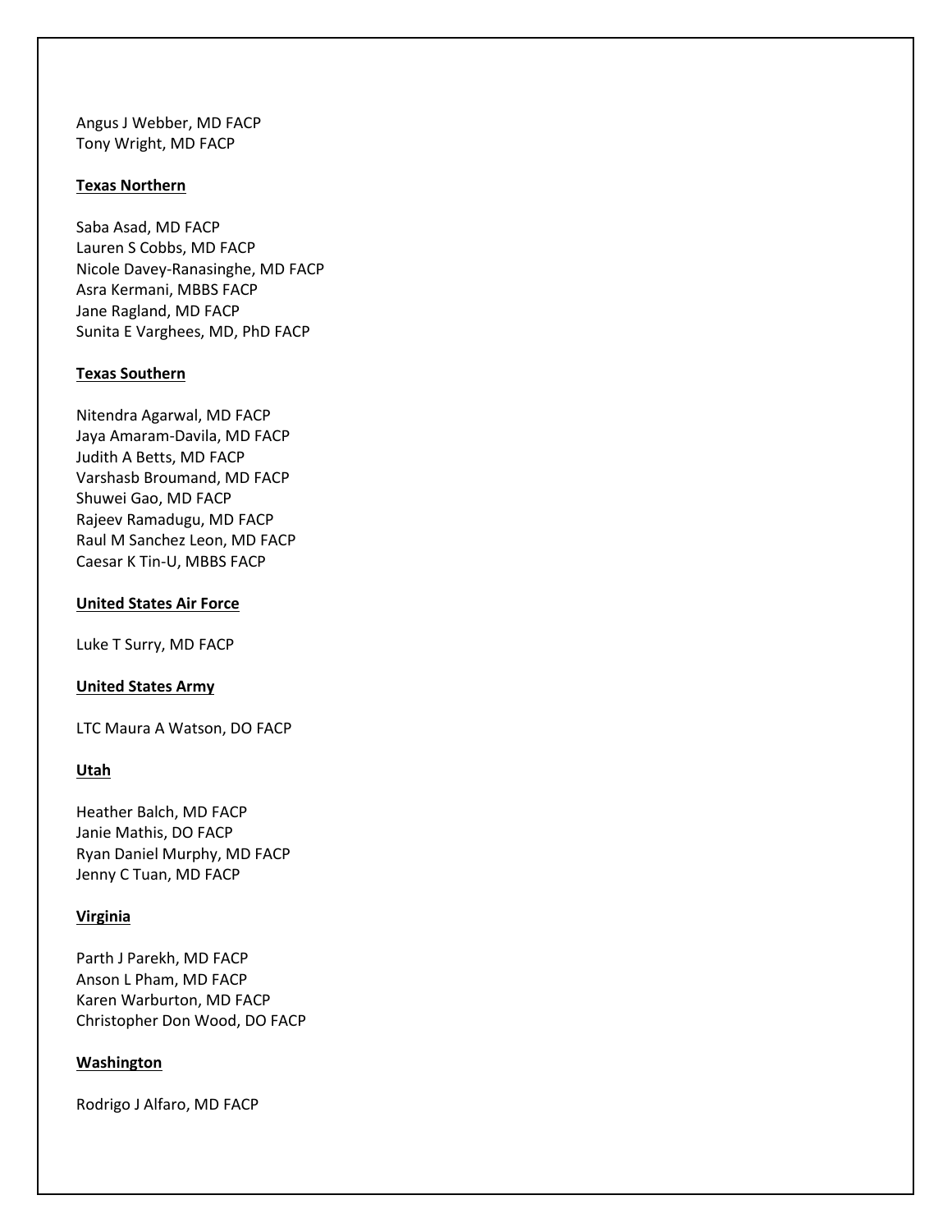Angus J Webber, MD FACP
Tony Wright, MD FACP

**Texas Northern**

Saba Asad, MD FACP
Lauren S Cobbs, MD FACP
Nicole Davey-Ranasinghe, MD FACP
Asra Kermani, MBBS FACP
Jane Ragland, MD FACP
Sunita E Varghees, MD, PhD FACP

**Texas Southern**

Nitendra Agarwal, MD FACP
Jaya Amaram-Davila, MD FACP
Judith A Betts, MD FACP
Varshasb Broumand, MD FACP
Shuwei Gao, MD FACP
Rajeev Ramadugu, MD FACP
Raul M Sanchez Leon, MD FACP
Caesar K Tin-U, MBBS FACP

**United States Air Force**

Luke T Surry, MD FACP

**United States Army**

LTC Maura A Watson, DO FACP

**Utah**

Heather Balch, MD FACP
Janie Mathis, DO FACP
Ryan Daniel Murphy, MD FACP
Jenny C Tuan, MD FACP

**Virginia**

Parth J Parekh, MD FACP
Anson L Pham, MD FACP
Karen Warburton, MD FACP
Christopher Don Wood, DO FACP

**Washington**

Rodrigo J Alfaro, MD FACP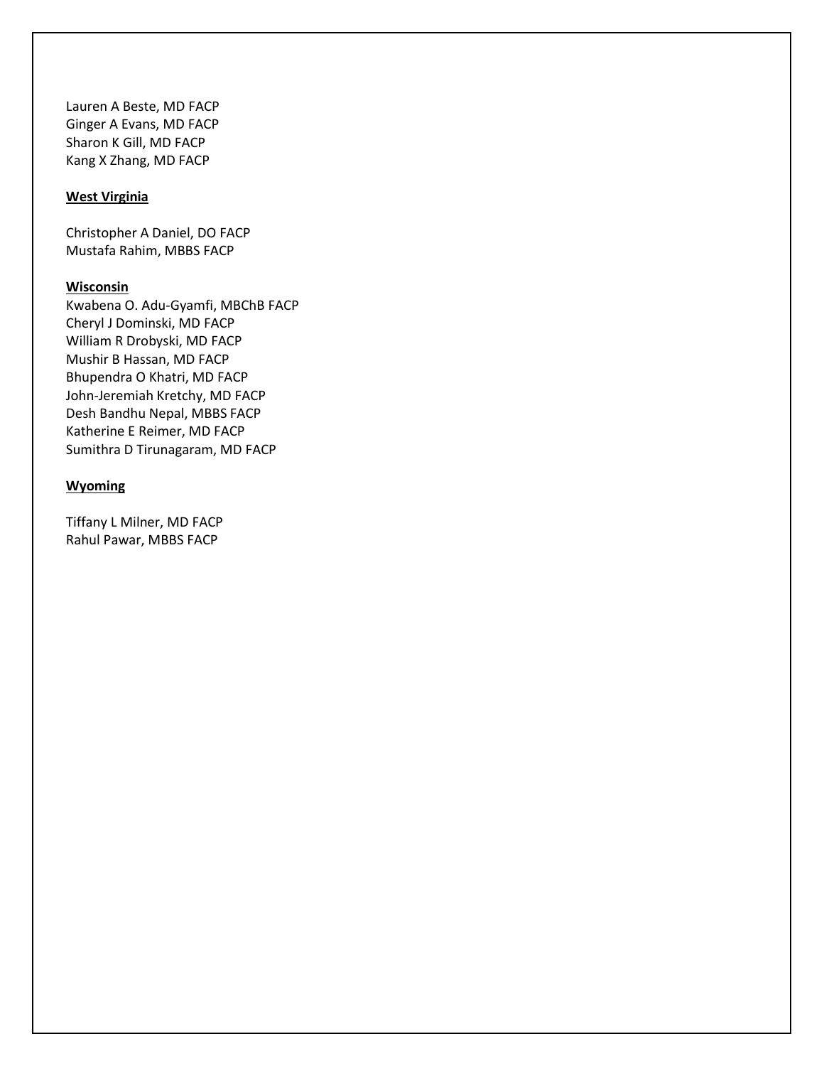Lauren A Beste, MD FACP
Ginger A Evans, MD FACP
Sharon K Gill, MD FACP
Kang X Zhang, MD FACP

**West Virginia**

Christopher A Daniel, DO FACP
Mustafa Rahim, MBBS FACP

**Wisconsin**

Kwabena O. Adu-Gyamfi, MBChB FACP
Cheryl J Dominski, MD FACP
William R Drobyski, MD FACP
Mushir B Hassan, MD FACP
Bhupendra O Khatri, MD FACP
John-Jeremiah Kretchy, MD FACP
Desh Bandhu Nepal, MBBS FACP
Katherine E Reimer, MD FACP
Sumithra D Tirunagaram, MD FACP

**Wyoming**

Tiffany L Milner, MD FACP
Rahul Pawar, MBBS FACP